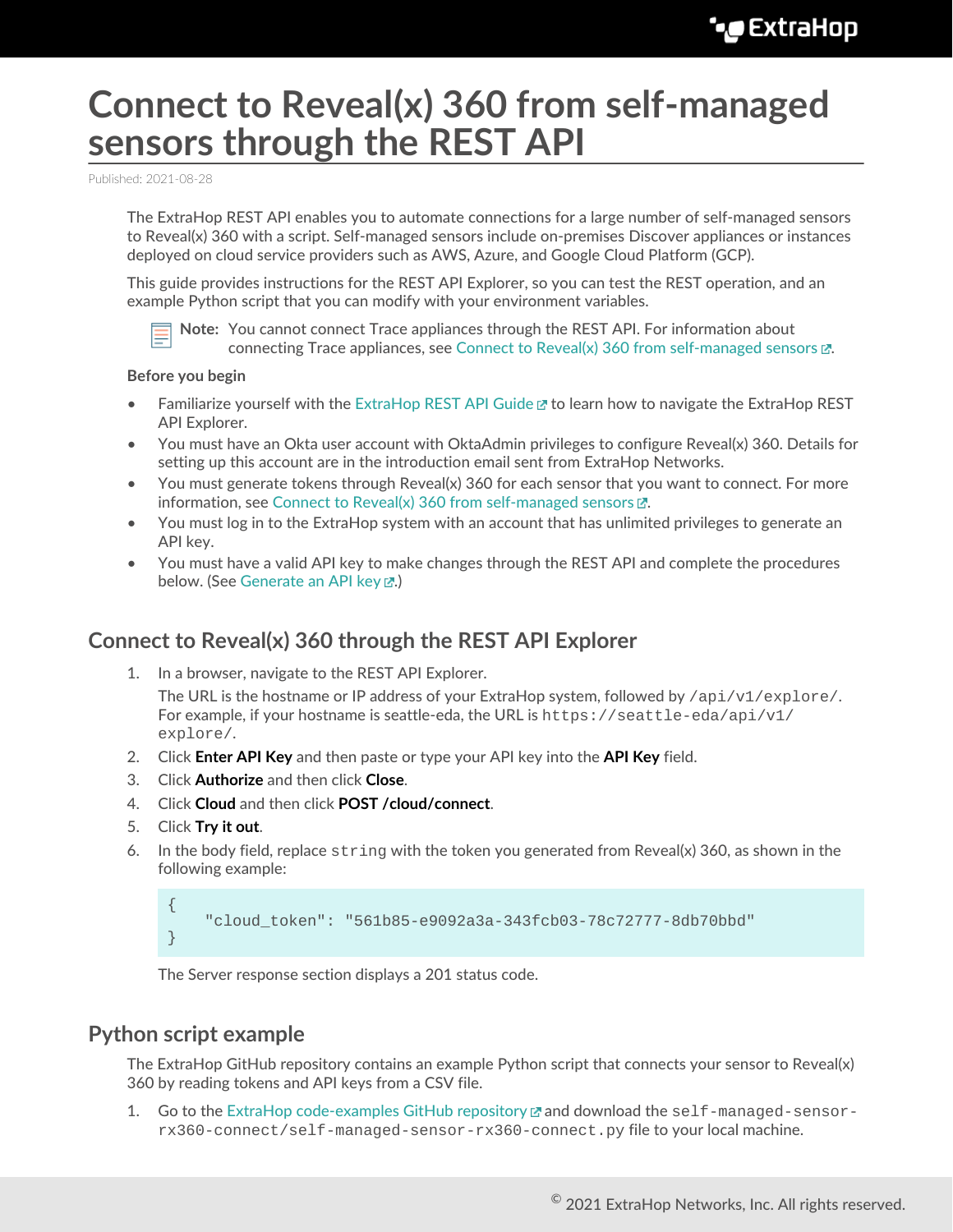# Connect to Reveal(x) 360 from self-managed sensors through the REST API

Published: 2021-08-28

The ExtraHop REST API enables you to automate connections for a large number of self-managed sensors to Reveal(x) 360 with a script. Self-managed sensors include on-premises Discover appliances or instances deployed on cloud service providers such as AWS, Azure, and Google Cloud Platform (GCP).

This guide provides instructions for the REST API Explorer, so you can test the REST operation, and an example Python script that you can modify with your environment variables.

> **Note:** You cannot connect Trace appliances through the REST API. For information about connecting Trace appliances, see Connect to Reveal(x) 360 from self-managed sensors.

**Before you begin**

- Familiarize yourself with the ExtraHop REST API Guide to learn how to navigate the ExtraHop REST API Explorer.
- You must have an Okta user account with OktaAdmin privileges to configure Reveal(x) 360. Details for setting up this account are in the introduction email sent from ExtraHop Networks.
- You must generate tokens through Reveal(x) 360 for each sensor that you want to connect. For more information, see Connect to Reveal(x) 360 from self-managed sensors.
- You must log in to the ExtraHop system with an account that has unlimited privileges to generate an API key.
- You must have a valid API key to make changes through the REST API and complete the procedures below. (See Generate an API key.)

## Connect to Reveal(x) 360 through the REST API Explorer

1. In a browser, navigate to the REST API Explorer.

   The URL is the hostname or IP address of your ExtraHop system, followed by `/api/v1/explore/`. For example, if your hostname is seattle-eda, the URL is `https://seattle-eda/api/v1/explore/`.
2. Click **Enter API Key** and then paste or type your API key into the **API Key** field.
3. Click **Authorize** and then click **Close**.
4. Click **Cloud** and then click **POST /cloud/connect**.
5. Click **Try it out**.
6. In the body field, replace `string` with the token you generated from Reveal(x) 360, as shown in the following example:

   ```
   {
       "cloud_token": "561b85-e9092a3a-343fcb03-78c72777-8db70bbd"
   }
   ```

   The Server response section displays a 201 status code.

## Python script example

The ExtraHop GitHub repository contains an example Python script that connects your sensor to Reveal(x) 360 by reading tokens and API keys from a CSV file.

1. Go to the ExtraHop code-examples GitHub repository and download the `self-managed-sensor-rx360-connect/self-managed-sensor-rx360-connect.py` file to your local machine.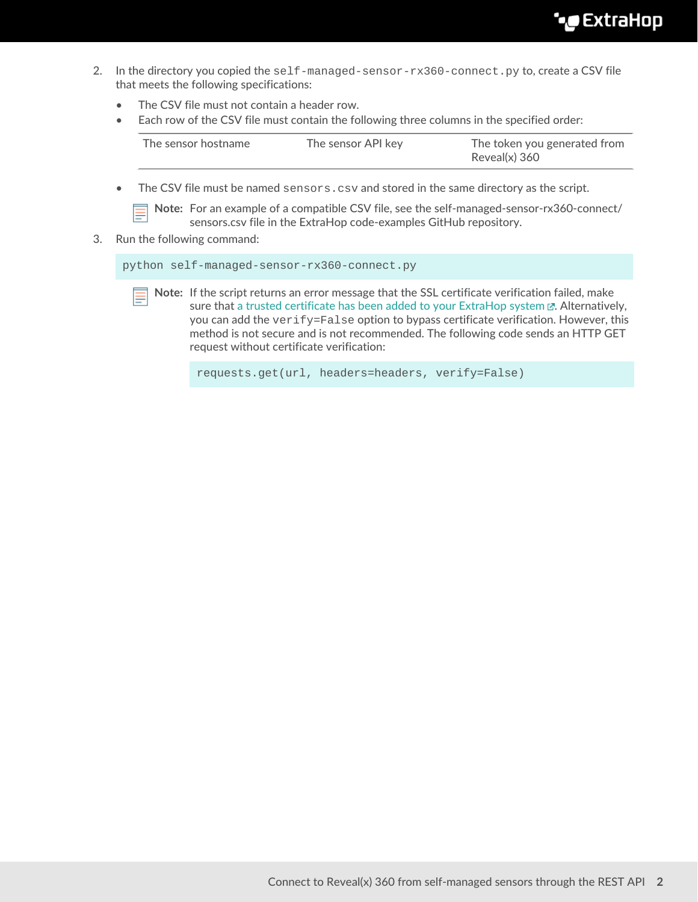2. In the directory you copied the `self-managed-sensor-rx360-connect.py` to, create a CSV file that meets the following specifications:

   - The CSV file must not contain a header row.
   - Each row of the CSV file must contain the following three columns in the specified order:

     | | | |
     |---|---|---|
     | The sensor hostname | The sensor API key | The token you generated from Reveal(x) 360 |

   - The CSV file must be named `sensors.csv` and stored in the same directory as the script.

     **Note:** For an example of a compatible CSV file, see the self-managed-sensor-rx360-connect/sensors.csv file in the ExtraHop code-examples GitHub repository.

3. Run the following command:

   ```
   python self-managed-sensor-rx360-connect.py
   ```

   **Note:** If the script returns an error message that the SSL certificate verification failed, make sure that a trusted certificate has been added to your ExtraHop system. Alternatively, you can add the `verify=False` option to bypass certificate verification. However, this method is not secure and is not recommended. The following code sends an HTTP GET request without certificate verification:

   ```
   requests.get(url, headers=headers, verify=False)
   ```